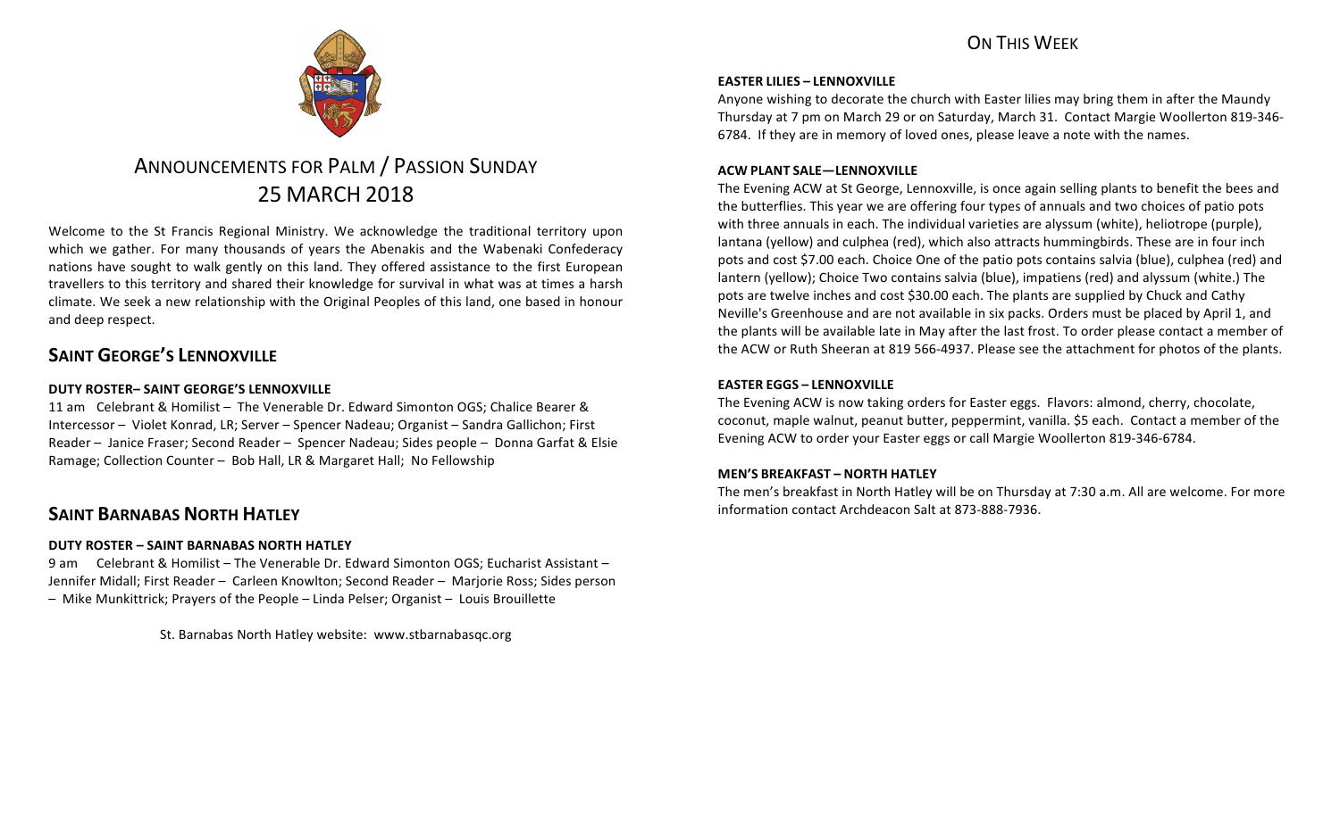# Announcements for Palm / Passion Sunday
## 25 March 2018

Welcome to the St Francis Regional Ministry. We acknowledge the traditional territory upon which we gather. For many thousands of years the Abenakis and the Wabenaki Confederacy nations have sought to walk gently on this land. They offered assistance to the first European travellers to this territory and shared their knowledge for survival in what was at times a harsh climate. We seek a new relationship with the Original Peoples of this land, one based in honour and deep respect.

## Saint George's Lennoxville

**DUTY ROSTER– SAINT GEORGE'S LENNOXVILLE**

11 am Celebrant & Homilist – The Venerable Dr. Edward Simonton OGS; Chalice Bearer & Intercessor – Violet Konrad, LR; Server – Spencer Nadeau; Organist – Sandra Gallichon; First Reader – Janice Fraser; Second Reader – Spencer Nadeau; Sides people – Donna Garfat & Elsie Ramage; Collection Counter – Bob Hall, LR & Margaret Hall; No Fellowship

## Saint Barnabas North Hatley

**DUTY ROSTER – SAINT BARNABAS NORTH HATLEY**

9 am Celebrant & Homilist – The Venerable Dr. Edward Simonton OGS; Eucharist Assistant – Jennifer Midall; First Reader – Carleen Knowlton; Second Reader – Marjorie Ross; Sides person – Mike Munkittrick; Prayers of the People – Linda Pelser; Organist – Louis Brouillette

St. Barnabas North Hatley website: www.stbarnabasqc.org

## On This Week

**EASTER LILIES – LENNOXVILLE**

Anyone wishing to decorate the church with Easter lilies may bring them in after the Maundy Thursday at 7 pm on March 29 or on Saturday, March 31. Contact Margie Woollerton 819-346-6784. If they are in memory of loved ones, please leave a note with the names.

**ACW PLANT SALE—LENNOXVILLE**

The Evening ACW at St George, Lennoxville, is once again selling plants to benefit the bees and the butterflies. This year we are offering four types of annuals and two choices of patio pots with three annuals in each. The individual varieties are alyssum (white), heliotrope (purple), lantana (yellow) and culphea (red), which also attracts hummingbirds. These are in four inch pots and cost $7.00 each. Choice One of the patio pots contains salvia (blue), culphea (red) and lantern (yellow); Choice Two contains salvia (blue), impatiens (red) and alyssum (white.) The pots are twelve inches and cost $30.00 each. The plants are supplied by Chuck and Cathy Neville's Greenhouse and are not available in six packs. Orders must be placed by April 1, and the plants will be available late in May after the last frost. To order please contact a member of the ACW or Ruth Sheeran at 819 566-4937. Please see the attachment for photos of the plants.

**EASTER EGGS – LENNOXVILLE**

The Evening ACW is now taking orders for Easter eggs. Flavors: almond, cherry, chocolate, coconut, maple walnut, peanut butter, peppermint, vanilla. $5 each. Contact a member of the Evening ACW to order your Easter eggs or call Margie Woollerton 819-346-6784.

**MEN'S BREAKFAST – NORTH HATLEY**

The men's breakfast in North Hatley will be on Thursday at 7:30 a.m. All are welcome. For more information contact Archdeacon Salt at 873-888-7936.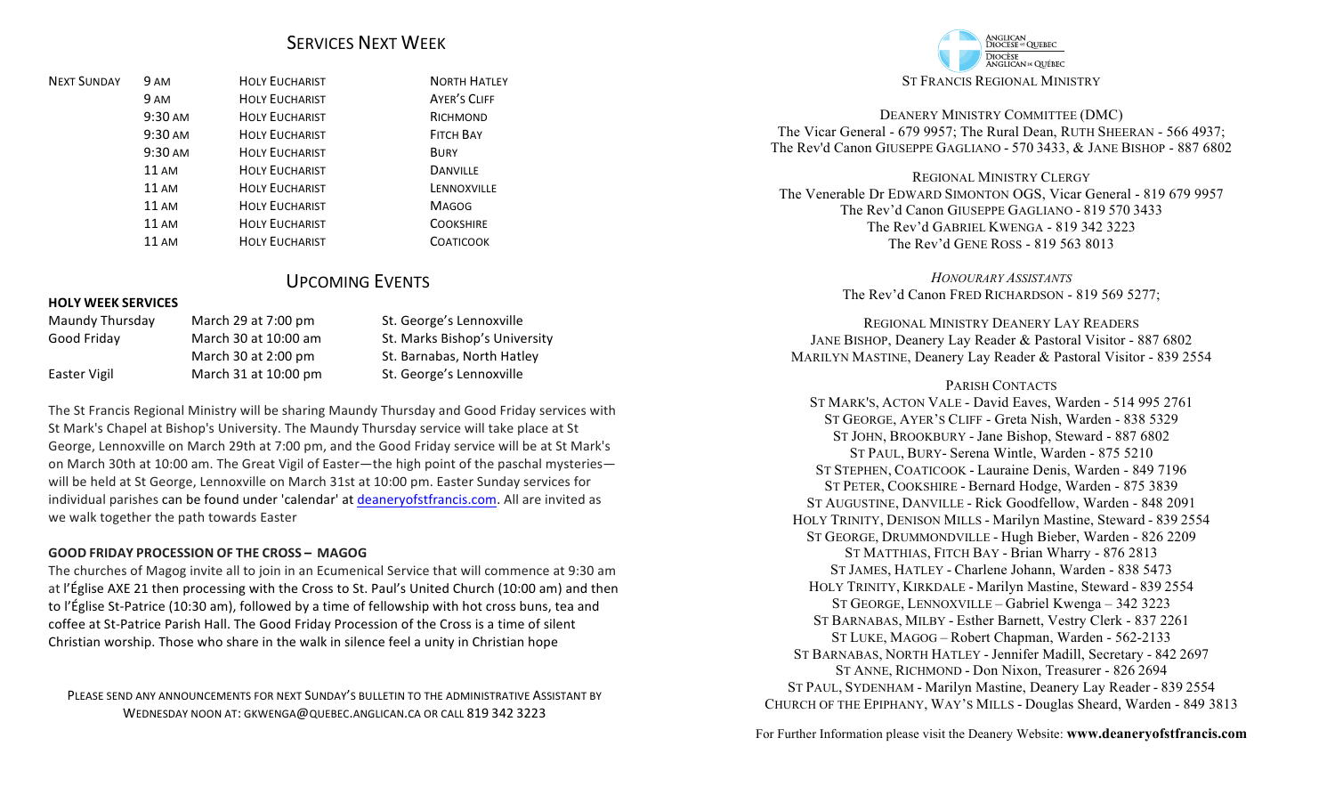## SERVICES NEXT WEEK

| | | | |
|---|---|---|---|
| NEXT SUNDAY | 9 AM | HOLY EUCHARIST | NORTH HATLEY |
| | 9 AM | HOLY EUCHARIST | AYER'S CLIFF |
| | 9:30 AM | HOLY EUCHARIST | RICHMOND |
| | 9:30 AM | HOLY EUCHARIST | FITCH BAY |
| | 9:30 AM | HOLY EUCHARIST | BURY |
| | 11 AM | HOLY EUCHARIST | DANVILLE |
| | 11 AM | HOLY EUCHARIST | LENNOXVILLE |
| | 11 AM | HOLY EUCHARIST | MAGOG |
| | 11 AM | HOLY EUCHARIST | COOKSHIRE |
| | 11 AM | HOLY EUCHARIST | COATICOOK |

## UPCOMING EVENTS

**HOLY WEEK SERVICES**

| | | |
|---|---|---|
| Maundy Thursday | March 29 at 7:00 pm | St. George's Lennoxville |
| Good Friday | March 30 at 10:00 am | St. Marks Bishop's University |
| | March 30 at 2:00 pm | St. Barnabas, North Hatley |
| Easter Vigil | March 31 at 10:00 pm | St. George's Lennoxville |

The St Francis Regional Ministry will be sharing Maundy Thursday and Good Friday services with St Mark's Chapel at Bishop's University. The Maundy Thursday service will take place at St George, Lennoxville on March 29th at 7:00 pm, and the Good Friday service will be at St Mark's on March 30th at 10:00 am. The Great Vigil of Easter—the high point of the paschal mysteries—will be held at St George, Lennoxville on March 31st at 10:00 pm. Easter Sunday services for individual parishes can be found under 'calendar' at deaneryofstfrancis.com. All are invited as we walk together the path towards Easter

**GOOD FRIDAY PROCESSION OF THE CROSS – MAGOG**

The churches of Magog invite all to join in an Ecumenical Service that will commence at 9:30 am at l'Église AXE 21 then processing with the Cross to St. Paul's United Church (10:00 am) and then to l'Église St-Patrice (10:30 am), followed by a time of fellowship with hot cross buns, tea and coffee at St-Patrice Parish Hall. The Good Friday Procession of the Cross is a time of silent Christian worship. Those who share in the walk in silence feel a unity in Christian hope

PLEASE SEND ANY ANNOUNCEMENTS FOR NEXT SUNDAY'S BULLETIN TO THE ADMINISTRATIVE ASSISTANT BY WEDNESDAY NOON AT: GKWENGA@QUEBEC.ANGLICAN.CA OR CALL 819 342 3223

ANGLICAN DIOCESE OF QUEBEC
DIOCÈSE ANGLICAN DE QUÉBEC

ST FRANCIS REGIONAL MINISTRY

DEANERY MINISTRY COMMITTEE (DMC)
The Vicar General - 679 9957; The Rural Dean, RUTH SHEERAN - 566 4937;
The Rev'd Canon GIUSEPPE GAGLIANO - 570 3433, & JANE BISHOP - 887 6802

REGIONAL MINISTRY CLERGY
The Venerable Dr EDWARD SIMONTON OGS, Vicar General - 819 679 9957
The Rev'd Canon GIUSEPPE GAGLIANO - 819 570 3433
The Rev'd GABRIEL KWENGA - 819 342 3223
The Rev'd GENE ROSS - 819 563 8013

*HONOURARY ASSISTANTS*
The Rev'd Canon FRED RICHARDSON - 819 569 5277;

REGIONAL MINISTRY DEANERY LAY READERS
JANE BISHOP, Deanery Lay Reader & Pastoral Visitor - 887 6802
MARILYN MASTINE, Deanery Lay Reader & Pastoral Visitor - 839 2554

PARISH CONTACTS
ST MARK'S, ACTON VALE - David Eaves, Warden - 514 995 2761
ST GEORGE, AYER'S CLIFF - Greta Nish, Warden - 838 5329
ST JOHN, BROOKBURY - Jane Bishop, Steward - 887 6802
ST PAUL, BURY- Serena Wintle, Warden - 875 5210
ST STEPHEN, COATICOOK - Lauraine Denis, Warden - 849 7196
ST PETER, COOKSHIRE - Bernard Hodge, Warden - 875 3839
ST AUGUSTINE, DANVILLE - Rick Goodfellow, Warden - 848 2091
HOLY TRINITY, DENISON MILLS - Marilyn Mastine, Steward - 839 2554
ST GEORGE, DRUMMONDVILLE - Hugh Bieber, Warden - 826 2209
ST MATTHIAS, FITCH BAY - Brian Wharry - 876 2813
ST JAMES, HATLEY - Charlene Johann, Warden - 838 5473
HOLY TRINITY, KIRKDALE - Marilyn Mastine, Steward - 839 2554
ST GEORGE, LENNOXVILLE – Gabriel Kwenga – 342 3223
ST BARNABAS, MILBY - Esther Barnett, Vestry Clerk - 837 2261
ST LUKE, MAGOG – Robert Chapman, Warden - 562-2133
ST BARNABAS, NORTH HATLEY - Jennifer Madill, Secretary - 842 2697
ST ANNE, RICHMOND - Don Nixon, Treasurer - 826 2694
ST PAUL, SYDENHAM - Marilyn Mastine, Deanery Lay Reader - 839 2554
CHURCH OF THE EPIPHANY, WAY'S MILLS - Douglas Sheard, Warden - 849 3813

For Further Information please visit the Deanery Website: **www.deaneryofstfrancis.com**